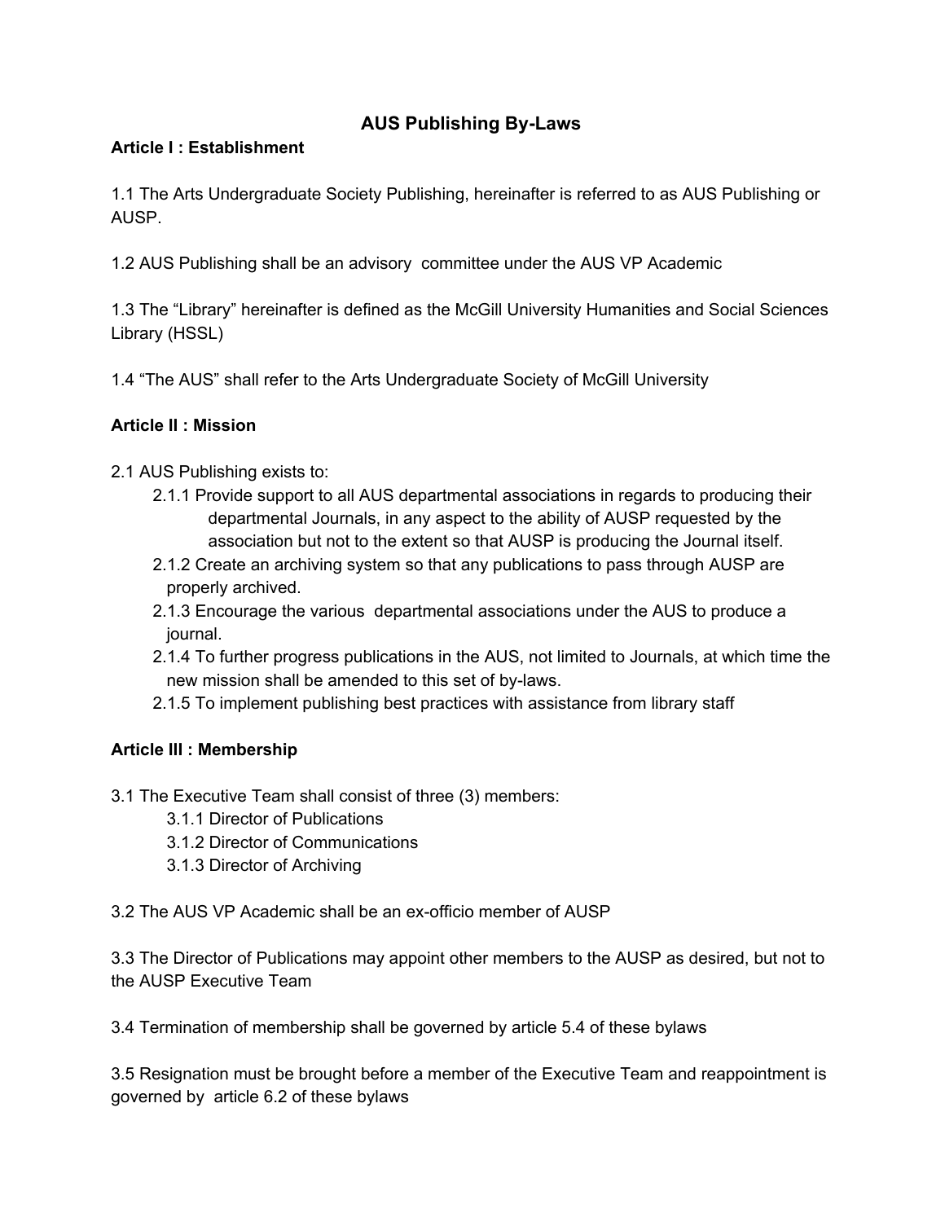# AUS Publishing By-Laws

**Article I : Establishment**

1.1 The Arts Undergraduate Society Publishing, hereinafter is referred to as AUS Publishing or AUSP.

1.2 AUS Publishing shall be an advisory committee under the AUS VP Academic

1.3 The "Library" hereinafter is defined as the McGill University Humanities and Social Sciences Library (HSSL)

1.4 "The AUS" shall refer to the Arts Undergraduate Society of McGill University

**Article II : Mission**

2.1 AUS Publishing exists to:

- 2.1.1 Provide support to all AUS departmental associations in regards to producing their departmental Journals, in any aspect to the ability of AUSP requested by the association but not to the extent so that AUSP is producing the Journal itself.
- 2.1.2 Create an archiving system so that any publications to pass through AUSP are properly archived.
- 2.1.3 Encourage the various departmental associations under the AUS to produce a journal.
- 2.1.4 To further progress publications in the AUS, not limited to Journals, at which time the new mission shall be amended to this set of by-laws.
- 2.1.5 To implement publishing best practices with assistance from library staff

**Article III : Membership**

3.1 The Executive Team shall consist of three (3) members:

- 3.1.1 Director of Publications
- 3.1.2 Director of Communications
- 3.1.3 Director of Archiving

3.2 The AUS VP Academic shall be an ex-officio member of AUSP

3.3 The Director of Publications may appoint other members to the AUSP as desired, but not to the AUSP Executive Team

3.4 Termination of membership shall be governed by article 5.4 of these bylaws

3.5 Resignation must be brought before a member of the Executive Team and reappointment is governed by article 6.2 of these bylaws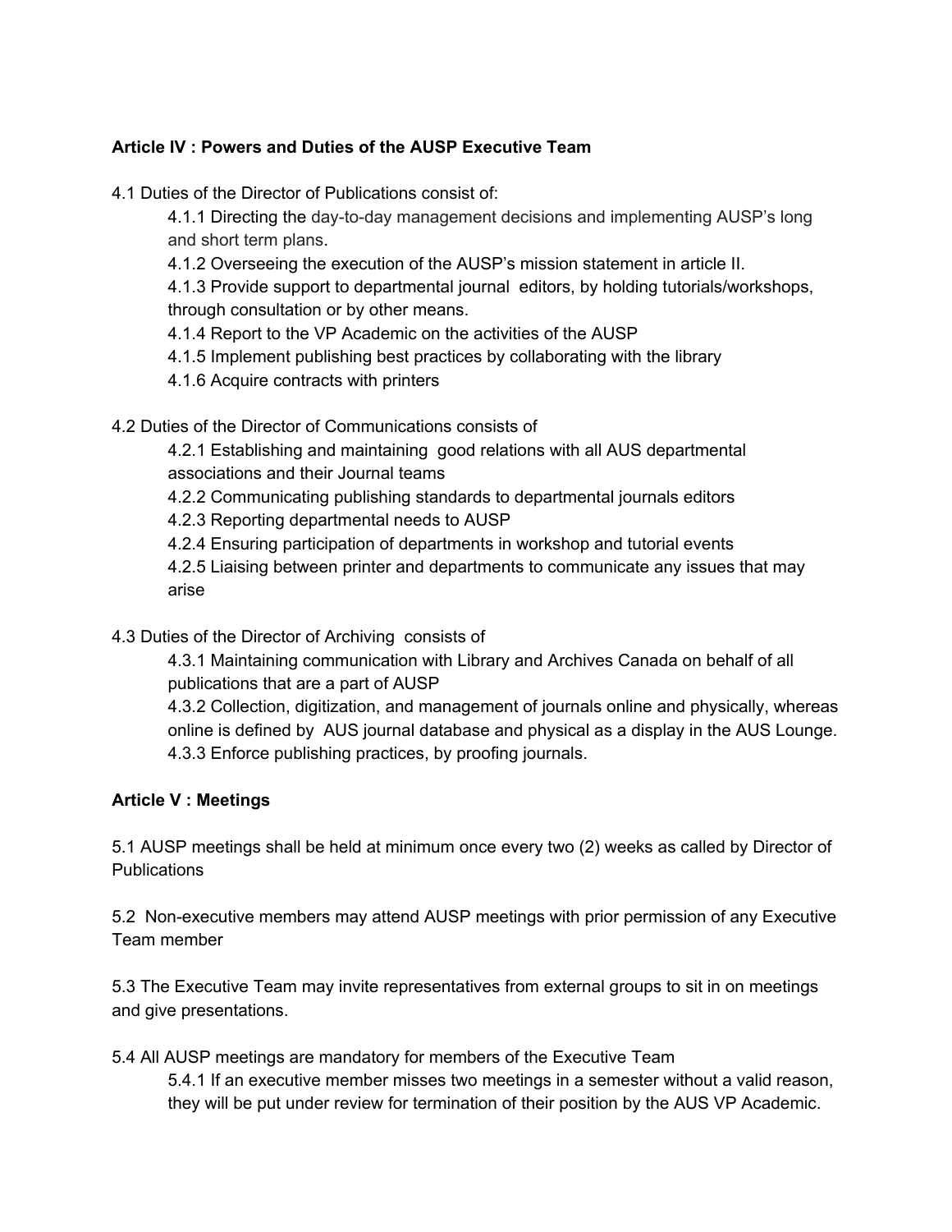**Article IV : Powers and Duties of the AUSP Executive Team**

4.1 Duties of the Director of Publications consist of:

- 4.1.1 Directing the day-to-day management decisions and implementing AUSP's long and short term plans.
- 4.1.2 Overseeing the execution of the AUSP's mission statement in article II.
- 4.1.3 Provide support to departmental journal editors, by holding tutorials/workshops, through consultation or by other means.
- 4.1.4 Report to the VP Academic on the activities of the AUSP
- 4.1.5 Implement publishing best practices by collaborating with the library
- 4.1.6 Acquire contracts with printers

4.2 Duties of the Director of Communications consists of

- 4.2.1 Establishing and maintaining good relations with all AUS departmental associations and their Journal teams
- 4.2.2 Communicating publishing standards to departmental journals editors
- 4.2.3 Reporting departmental needs to AUSP
- 4.2.4 Ensuring participation of departments in workshop and tutorial events
- 4.2.5 Liaising between printer and departments to communicate any issues that may arise

4.3 Duties of the Director of Archiving consists of

- 4.3.1 Maintaining communication with Library and Archives Canada on behalf of all publications that are a part of AUSP
- 4.3.2 Collection, digitization, and management of journals online and physically, whereas online is defined by AUS journal database and physical as a display in the AUS Lounge.
- 4.3.3 Enforce publishing practices, by proofing journals.

**Article V : Meetings**

5.1 AUSP meetings shall be held at minimum once every two (2) weeks as called by Director of Publications

5.2 Non-executive members may attend AUSP meetings with prior permission of any Executive Team member

5.3 The Executive Team may invite representatives from external groups to sit in on meetings and give presentations.

5.4 All AUSP meetings are mandatory for members of the Executive Team

- 5.4.1 If an executive member misses two meetings in a semester without a valid reason, they will be put under review for termination of their position by the AUS VP Academic.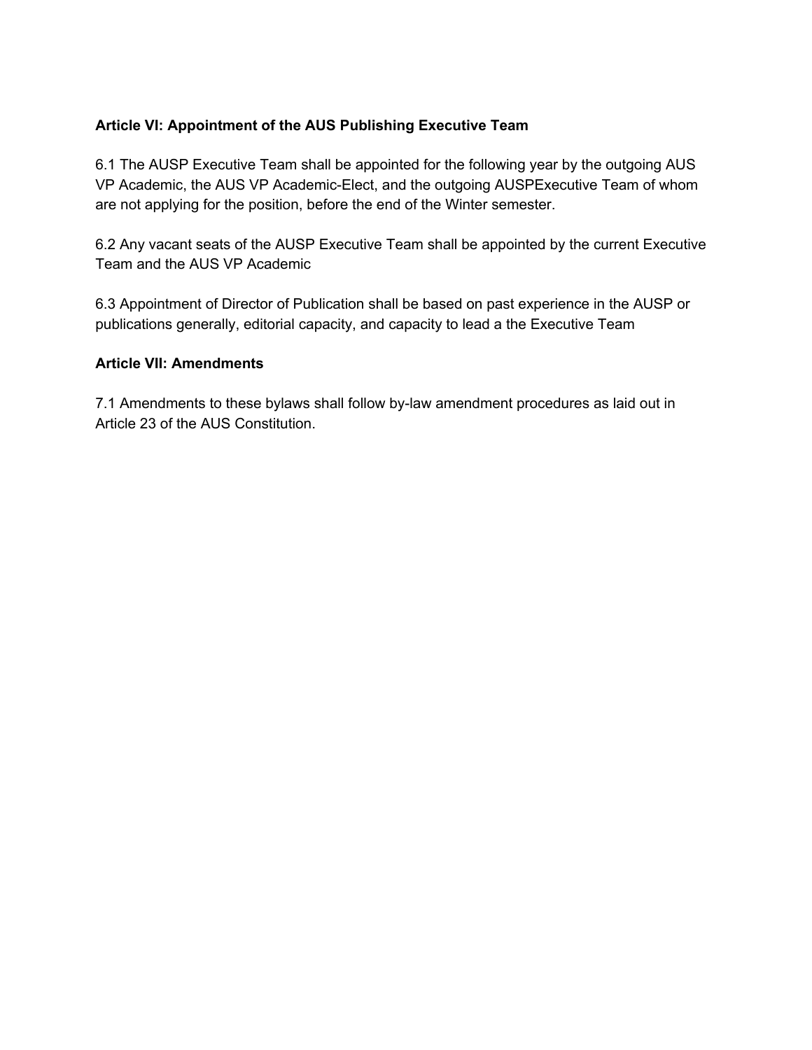**Article VI: Appointment of the AUS Publishing Executive Team**

6.1 The AUSP Executive Team shall be appointed for the following year by the outgoing AUS VP Academic, the AUS VP Academic-Elect, and the outgoing AUSPExecutive Team of whom are not applying for the position, before the end of the Winter semester.

6.2 Any vacant seats of the AUSP Executive Team shall be appointed by the current Executive Team and the AUS VP Academic

6.3 Appointment of Director of Publication shall be based on past experience in the AUSP or publications generally, editorial capacity, and capacity to lead a the Executive Team

**Article VII: Amendments**

7.1 Amendments to these bylaws shall follow by-law amendment procedures as laid out in Article 23 of the AUS Constitution.